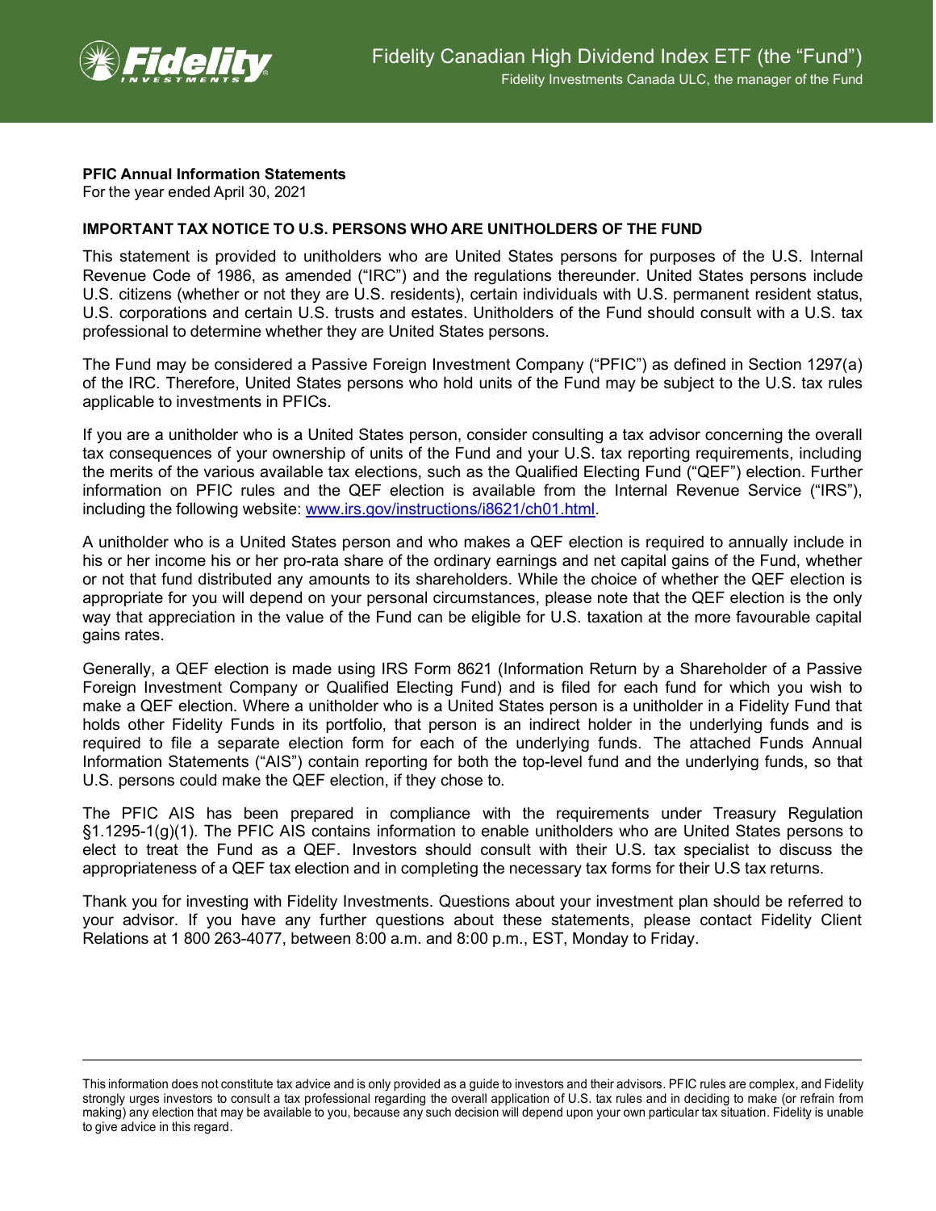Fidelity Canadian High Dividend Index ETF (the "Fund")

Fidelity Investments Canada ULC, the manager of the Fund

**PFIC Annual Information Statements**
For the year ended April 30, 2021

**IMPORTANT TAX NOTICE TO U.S. PERSONS WHO ARE UNITHOLDERS OF THE FUND**

This statement is provided to unitholders who are United States persons for purposes of the U.S. Internal Revenue Code of 1986, as amended ("IRC") and the regulations thereunder. United States persons include U.S. citizens (whether or not they are U.S. residents), certain individuals with U.S. permanent resident status, U.S. corporations and certain U.S. trusts and estates. Unitholders of the Fund should consult with a U.S. tax professional to determine whether they are United States persons.

The Fund may be considered a Passive Foreign Investment Company ("PFIC") as defined in Section 1297(a) of the IRC. Therefore, United States persons who hold units of the Fund may be subject to the U.S. tax rules applicable to investments in PFICs.

If you are a unitholder who is a United States person, consider consulting a tax advisor concerning the overall tax consequences of your ownership of units of the Fund and your U.S. tax reporting requirements, including the merits of the various available tax elections, such as the Qualified Electing Fund ("QEF") election. Further information on PFIC rules and the QEF election is available from the Internal Revenue Service ("IRS"), including the following website: [www.irs.gov/instructions/i8621/ch01.html](http://www.irs.gov/instructions/i8621/ch01.html).

A unitholder who is a United States person and who makes a QEF election is required to annually include in his or her income his or her pro-rata share of the ordinary earnings and net capital gains of the Fund, whether or not that fund distributed any amounts to its shareholders. While the choice of whether the QEF election is appropriate for you will depend on your personal circumstances, please note that the QEF election is the only way that appreciation in the value of the Fund can be eligible for U.S. taxation at the more favourable capital gains rates.

Generally, a QEF election is made using IRS Form 8621 (Information Return by a Shareholder of a Passive Foreign Investment Company or Qualified Electing Fund) and is filed for each fund for which you wish to make a QEF election. Where a unitholder who is a United States person is a unitholder in a Fidelity Fund that holds other Fidelity Funds in its portfolio, that person is an indirect holder in the underlying funds and is required to file a separate election form for each of the underlying funds. The attached Funds Annual Information Statements ("AIS") contain reporting for both the top-level fund and the underlying funds, so that U.S. persons could make the QEF election, if they chose to.

The PFIC AIS has been prepared in compliance with the requirements under Treasury Regulation §1.1295-1(g)(1). The PFIC AIS contains information to enable unitholders who are United States persons to elect to treat the Fund as a QEF. Investors should consult with their U.S. tax specialist to discuss the appropriateness of a QEF tax election and in completing the necessary tax forms for their U.S tax returns.

Thank you for investing with Fidelity Investments. Questions about your investment plan should be referred to your advisor. If you have any further questions about these statements, please contact Fidelity Client Relations at 1 800 263-4077, between 8:00 a.m. and 8:00 p.m., EST, Monday to Friday.

---

This information does not constitute tax advice and is only provided as a guide to investors and their advisors. PFIC rules are complex, and Fidelity strongly urges investors to consult a tax professional regarding the overall application of U.S. tax rules and in deciding to make (or refrain from making) any election that may be available to you, because any such decision will depend upon your own particular tax situation. Fidelity is unable to give advice in this regard.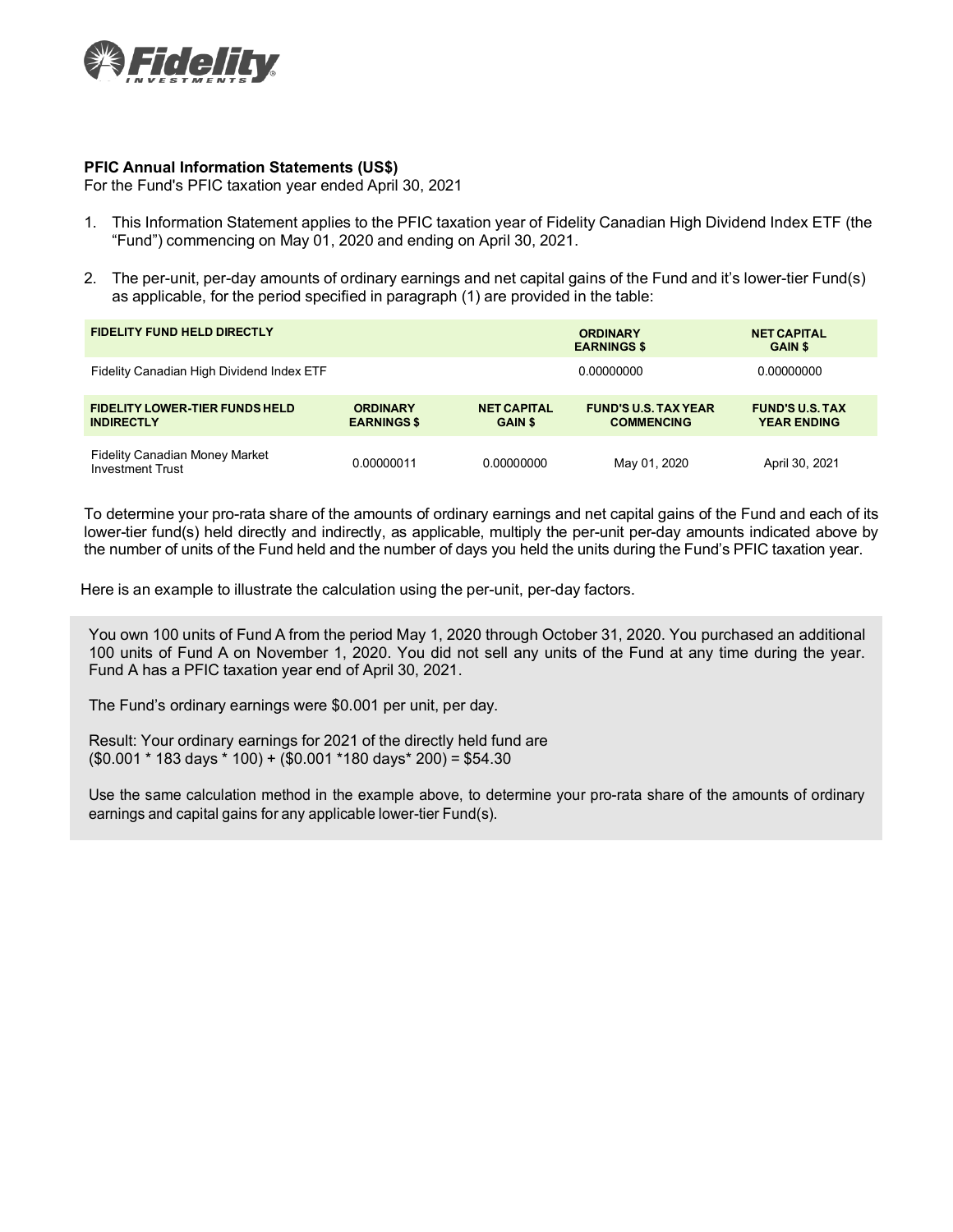**PFIC Annual Information Statements (US$)**
For the Fund's PFIC taxation year ended April 30, 2021

1. This Information Statement applies to the PFIC taxation year of Fidelity Canadian High Dividend Index ETF (the "Fund") commencing on May 01, 2020 and ending on April 30, 2021.

2. The per-unit, per-day amounts of ordinary earnings and net capital gains of the Fund and it's lower-tier Fund(s) as applicable, for the period specified in paragraph (1) are provided in the table:

| FIDELITY FUND HELD DIRECTLY | ORDINARY EARNINGS $ | NET CAPITAL GAIN $ |
|---|---|---|
| Fidelity Canadian High Dividend Index ETF | 0.00000000 | 0.00000000 |

| FIDELITY LOWER-TIER FUNDS HELD INDIRECTLY | ORDINARY EARNINGS $ | NET CAPITAL GAIN $ | FUND'S U.S. TAX YEAR COMMENCING | FUND'S U.S. TAX YEAR ENDING |
|---|---|---|---|---|
| Fidelity Canadian Money Market Investment Trust | 0.00000011 | 0.00000000 | May 01, 2020 | April 30, 2021 |

To determine your pro-rata share of the amounts of ordinary earnings and net capital gains of the Fund and each of its lower-tier fund(s) held directly and indirectly, as applicable, multiply the per-unit per-day amounts indicated above by the number of units of the Fund held and the number of days you held the units during the Fund's PFIC taxation year.

Here is an example to illustrate the calculation using the per-unit, per-day factors.

> You own 100 units of Fund A from the period May 1, 2020 through October 31, 2020. You purchased an additional 100 units of Fund A on November 1, 2020. You did not sell any units of the Fund at any time during the year. Fund A has a PFIC taxation year end of April 30, 2021.
>
> The Fund's ordinary earnings were $0.001 per unit, per day.
>
> Result: Your ordinary earnings for 2021 of the directly held fund are
> ($0.001 * 183 days * 100) + ($0.001 *180 days* 200) = $54.30
>
> Use the same calculation method in the example above, to determine your pro-rata share of the amounts of ordinary earnings and capital gains for any applicable lower-tier Fund(s).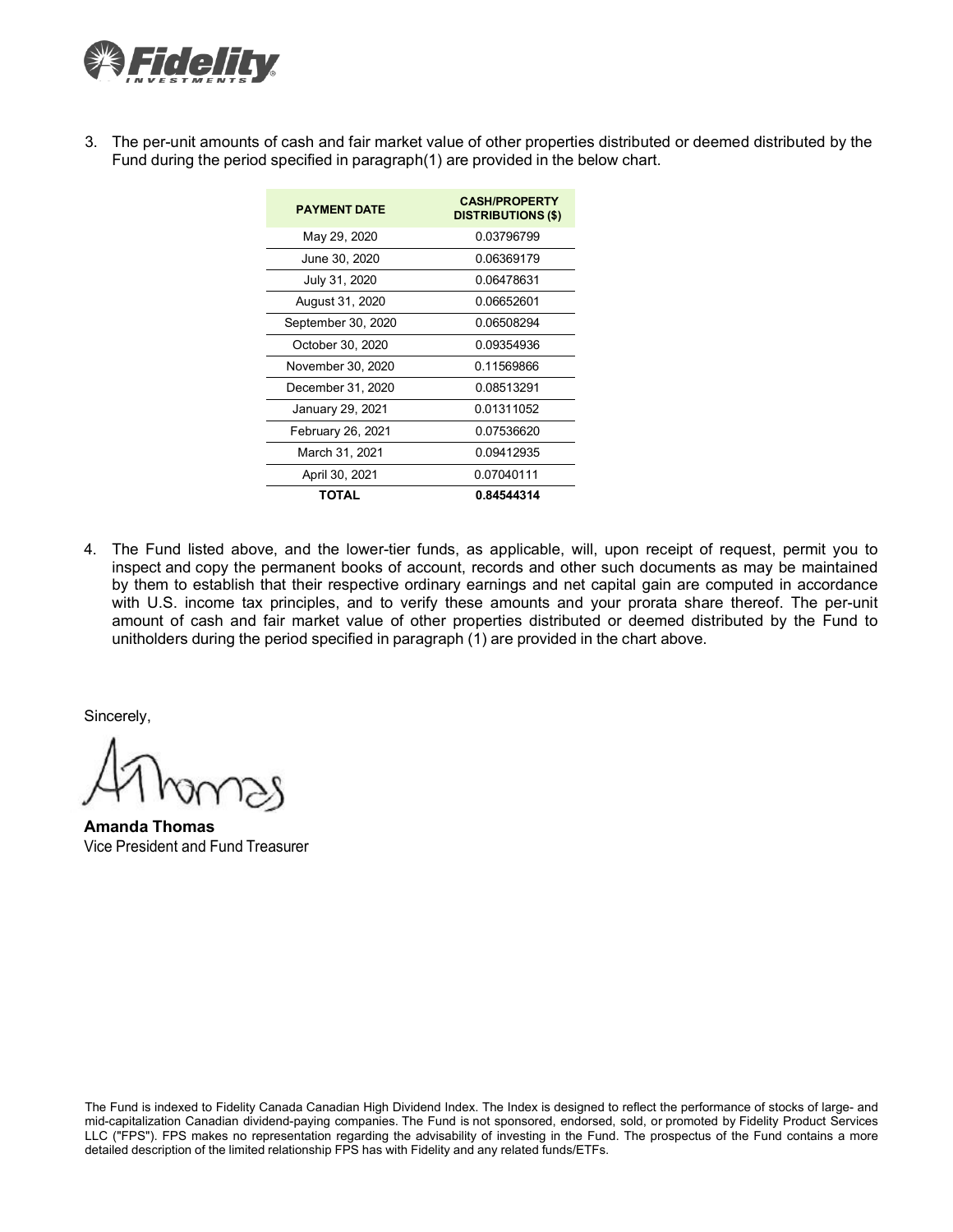3. The per-unit amounts of cash and fair market value of other properties distributed or deemed distributed by the Fund during the period specified in paragraph(1) are provided in the below chart.

| PAYMENT DATE | CASH/PROPERTY DISTRIBUTIONS ($) |
|---|---|
| May 29, 2020 | 0.03796799 |
| June 30, 2020 | 0.06369179 |
| July 31, 2020 | 0.06478631 |
| August 31, 2020 | 0.06652601 |
| September 30, 2020 | 0.06508294 |
| October 30, 2020 | 0.09354936 |
| November 30, 2020 | 0.11569866 |
| December 31, 2020 | 0.08513291 |
| January 29, 2021 | 0.01311052 |
| February 26, 2021 | 0.07536620 |
| March 31, 2021 | 0.09412935 |
| April 30, 2021 | 0.07040111 |
| **TOTAL** | **0.84544314** |

4. The Fund listed above, and the lower-tier funds, as applicable, will, upon receipt of request, permit you to inspect and copy the permanent books of account, records and other such documents as may be maintained by them to establish that their respective ordinary earnings and net capital gain are computed in accordance with U.S. income tax principles, and to verify these amounts and your prorata share thereof. The per-unit amount of cash and fair market value of other properties distributed or deemed distributed by the Fund to unitholders during the period specified in paragraph (1) are provided in the chart above.

Sincerely,

**Amanda Thomas**
Vice President and Fund Treasurer

The Fund is indexed to Fidelity Canada Canadian High Dividend Index. The Index is designed to reflect the performance of stocks of large- and mid-capitalization Canadian dividend-paying companies. The Fund is not sponsored, endorsed, sold, or promoted by Fidelity Product Services LLC ("FPS"). FPS makes no representation regarding the advisability of investing in the Fund. The prospectus of the Fund contains a more detailed description of the limited relationship FPS has with Fidelity and any related funds/ETFs.